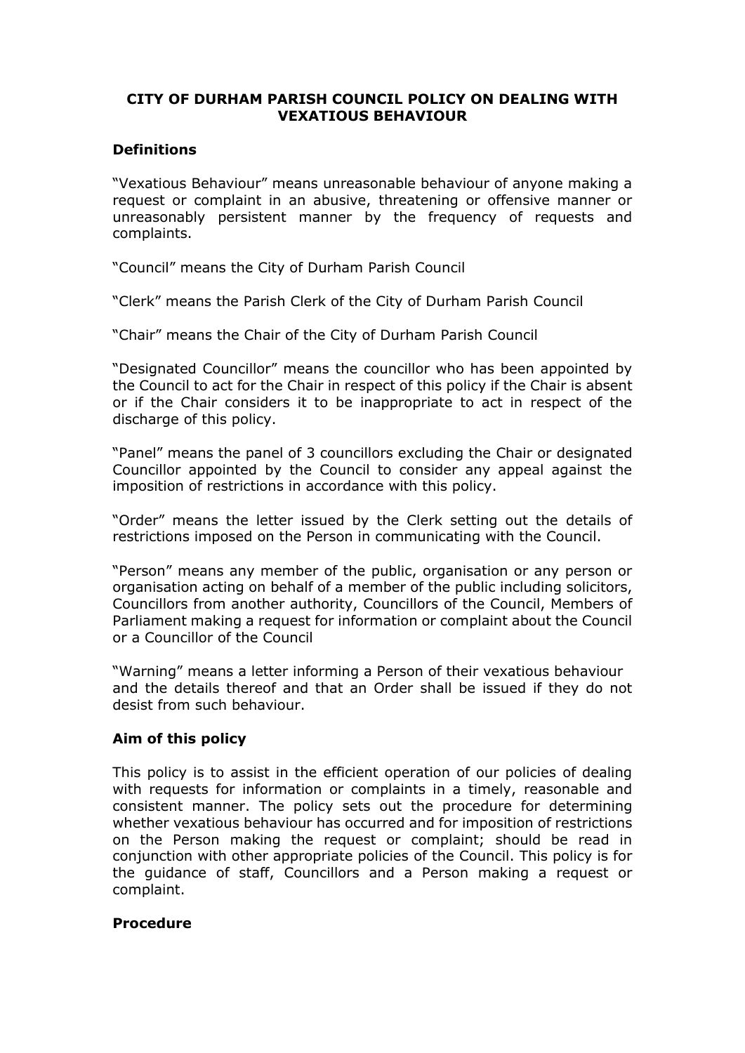# CITY OF DURHAM PARISH COUNCIL POLICY ON DEALING WITH VEXATIOUS BEHAVIOUR

## Definitions

"Vexatious Behaviour" means unreasonable behaviour of anyone making a request or complaint in an abusive, threatening or offensive manner or unreasonably persistent manner by the frequency of requests and complaints.

"Council" means the City of Durham Parish Council

"Clerk" means the Parish Clerk of the City of Durham Parish Council

"Chair" means the Chair of the City of Durham Parish Council

"Designated Councillor" means the councillor who has been appointed by the Council to act for the Chair in respect of this policy if the Chair is absent or if the Chair considers it to be inappropriate to act in respect of the discharge of this policy.

"Panel" means the panel of 3 councillors excluding the Chair or designated Councillor appointed by the Council to consider any appeal against the imposition of restrictions in accordance with this policy.

"Order" means the letter issued by the Clerk setting out the details of restrictions imposed on the Person in communicating with the Council.

"Person" means any member of the public, organisation or any person or organisation acting on behalf of a member of the public including solicitors, Councillors from another authority, Councillors of the Council, Members of Parliament making a request for information or complaint about the Council or a Councillor of the Council

"Warning" means a letter informing a Person of their vexatious behaviour and the details thereof and that an Order shall be issued if they do not desist from such behaviour.

## Aim of this policy

This policy is to assist in the efficient operation of our policies of dealing with requests for information or complaints in a timely, reasonable and consistent manner. The policy sets out the procedure for determining whether vexatious behaviour has occurred and for imposition of restrictions on the Person making the request or complaint; should be read in conjunction with other appropriate policies of the Council. This policy is for the guidance of staff, Councillors and a Person making a request or complaint.

## Procedure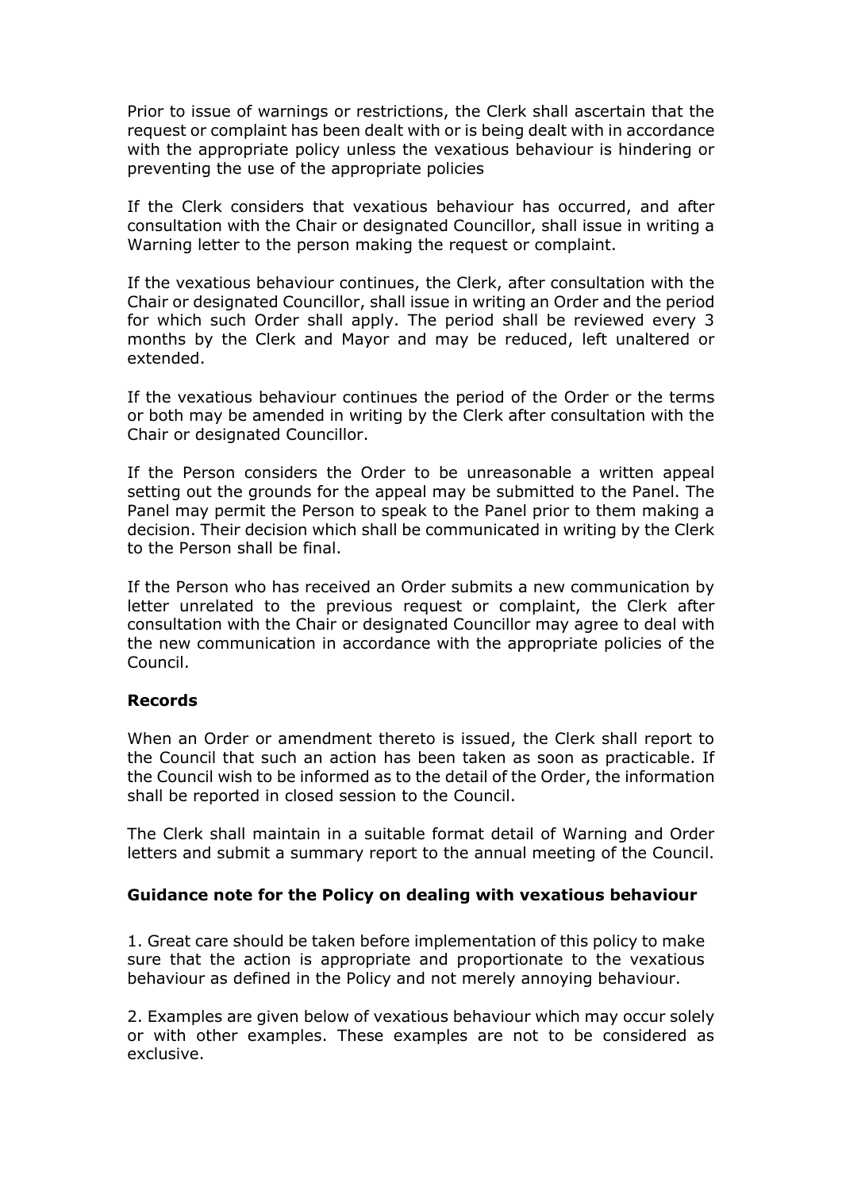Prior to issue of warnings or restrictions, the Clerk shall ascertain that the request or complaint has been dealt with or is being dealt with in accordance with the appropriate policy unless the vexatious behaviour is hindering or preventing the use of the appropriate policies

If the Clerk considers that vexatious behaviour has occurred, and after consultation with the Chair or designated Councillor, shall issue in writing a Warning letter to the person making the request or complaint.

If the vexatious behaviour continues, the Clerk, after consultation with the Chair or designated Councillor, shall issue in writing an Order and the period for which such Order shall apply. The period shall be reviewed every 3 months by the Clerk and Mayor and may be reduced, left unaltered or extended.

If the vexatious behaviour continues the period of the Order or the terms or both may be amended in writing by the Clerk after consultation with the Chair or designated Councillor.

If the Person considers the Order to be unreasonable a written appeal setting out the grounds for the appeal may be submitted to the Panel. The Panel may permit the Person to speak to the Panel prior to them making a decision. Their decision which shall be communicated in writing by the Clerk to the Person shall be final.

If the Person who has received an Order submits a new communication by letter unrelated to the previous request or complaint, the Clerk after consultation with the Chair or designated Councillor may agree to deal with the new communication in accordance with the appropriate policies of the Council.

**Records**

When an Order or amendment thereto is issued, the Clerk shall report to the Council that such an action has been taken as soon as practicable. If the Council wish to be informed as to the detail of the Order, the information shall be reported in closed session to the Council.

The Clerk shall maintain in a suitable format detail of Warning and Order letters and submit a summary report to the annual meeting of the Council.

**Guidance note for the Policy on dealing with vexatious behaviour**

1. Great care should be taken before implementation of this policy to make sure that the action is appropriate and proportionate to the vexatious behaviour as defined in the Policy and not merely annoying behaviour.

2. Examples are given below of vexatious behaviour which may occur solely or with other examples. These examples are not to be considered as exclusive.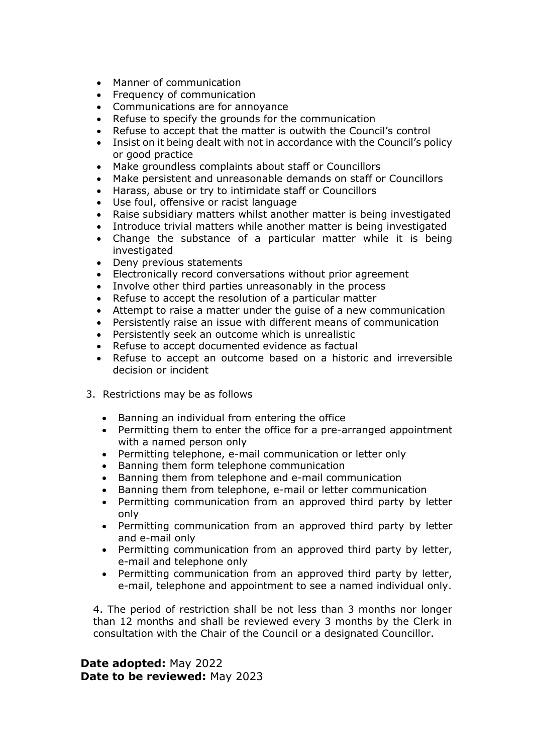- Manner of communication
- Frequency of communication
- Communications are for annoyance
- Refuse to specify the grounds for the communication
- Refuse to accept that the matter is outwith the Council's control
- Insist on it being dealt with not in accordance with the Council's policy or good practice
- Make groundless complaints about staff or Councillors
- Make persistent and unreasonable demands on staff or Councillors
- Harass, abuse or try to intimidate staff or Councillors
- Use foul, offensive or racist language
- Raise subsidiary matters whilst another matter is being investigated
- Introduce trivial matters while another matter is being investigated
- Change the substance of a particular matter while it is being investigated
- Deny previous statements
- Electronically record conversations without prior agreement
- Involve other third parties unreasonably in the process
- Refuse to accept the resolution of a particular matter
- Attempt to raise a matter under the guise of a new communication
- Persistently raise an issue with different means of communication
- Persistently seek an outcome which is unrealistic
- Refuse to accept documented evidence as factual
- Refuse to accept an outcome based on a historic and irreversible decision or incident

3. Restrictions may be as follows

   - Banning an individual from entering the office
   - Permitting them to enter the office for a pre-arranged appointment with a named person only
   - Permitting telephone, e-mail communication or letter only
   - Banning them form telephone communication
   - Banning them from telephone and e-mail communication
   - Banning them from telephone, e-mail or letter communication
   - Permitting communication from an approved third party by letter only
   - Permitting communication from an approved third party by letter and e-mail only
   - Permitting communication from an approved third party by letter, e-mail and telephone only
   - Permitting communication from an approved third party by letter, e-mail, telephone and appointment to see a named individual only.

4. The period of restriction shall be not less than 3 months nor longer than 12 months and shall be reviewed every 3 months by the Clerk in consultation with the Chair of the Council or a designated Councillor.

**Date adopted:** May 2022
**Date to be reviewed:** May 2023